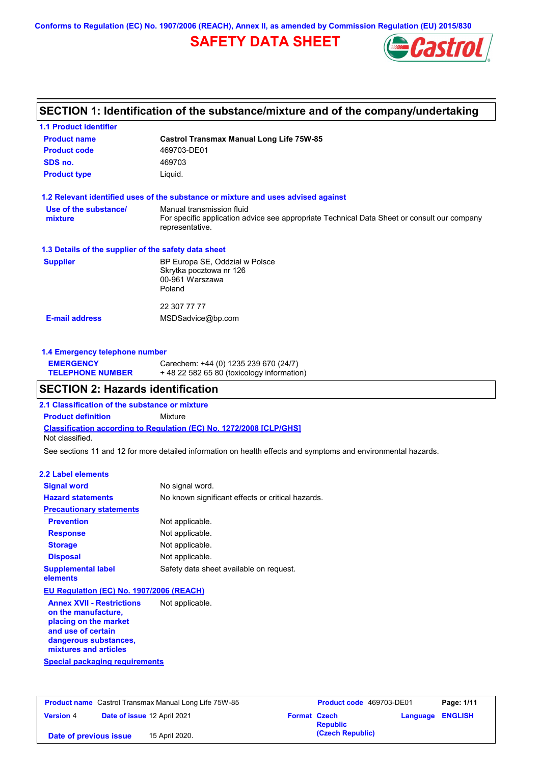Conforms to Regulation (EC) No. 1907/2006 (REACH), Annex II, as amended by Commission Regulation (EU) 2015/830

# SAFETY DATA SHEET

## SECTION 1: Identification of the substance/mixture and of the company/undertaking

### 1.1 Product identifier

| | |
|---|---|
| **Product name** | **Castrol Transmax Manual Long Life 75W-85** |
| **Product code** | 469703-DE01 |
| **SDS no.** | 469703 |
| **Product type** | Liquid. |

### 1.2 Relevant identified uses of the substance or mixture and uses advised against

| | |
|---|---|
| **Use of the substance/ mixture** | Manual transmission fluid<br>For specific application advice see appropriate Technical Data Sheet or consult our company representative. |

### 1.3 Details of the supplier of the safety data sheet

| | |
|---|---|
| **Supplier** | BP Europa SE, Oddział w Polsce<br>Skrytka pocztowa nr 126<br>00-961 Warszawa<br>Poland<br><br>22 307 77 77 |
| **E-mail address** | MSDSadvice@bp.com |

### 1.4 Emergency telephone number

| | |
|---|---|
| **EMERGENCY TELEPHONE NUMBER** | Carechem: +44 (0) 1235 239 670 (24/7)<br>+ 48 22 582 65 80 (toxicology information) |

## SECTION 2: Hazards identification

### 2.1 Classification of the substance or mixture

**Product definition** Mixture

**Classification according to Regulation (EC) No. 1272/2008 [CLP/GHS]**

Not classified.

See sections 11 and 12 for more detailed information on health effects and symptoms and environmental hazards.

### 2.2 Label elements

| | |
|---|---|
| **Signal word** | No signal word. |
| **Hazard statements** | No known significant effects or critical hazards. |
| **Precautionary statements** | |
| **Prevention** | Not applicable. |
| **Response** | Not applicable. |
| **Storage** | Not applicable. |
| **Disposal** | Not applicable. |
| **Supplemental label elements** | Safety data sheet available on request. |

**EU Regulation (EC) No. 1907/2006 (REACH)**

| | |
|---|---|
| **Annex XVII - Restrictions on the manufacture, placing on the market and use of certain dangerous substances, mixtures and articles** | Not applicable. |

**Special packaging requirements**

| | | | |
|---|---|---|---|
| **Product name** Castrol Transmax Manual Long Life 75W-85 | | **Product code** 469703-DE01 | |
| **Version** 4 | **Date of issue** 12 April 2021 | **Format** Czech Republic (Czech Republic) | **Language** ENGLISH |
| **Date of previous issue** 15 April 2020. | | | |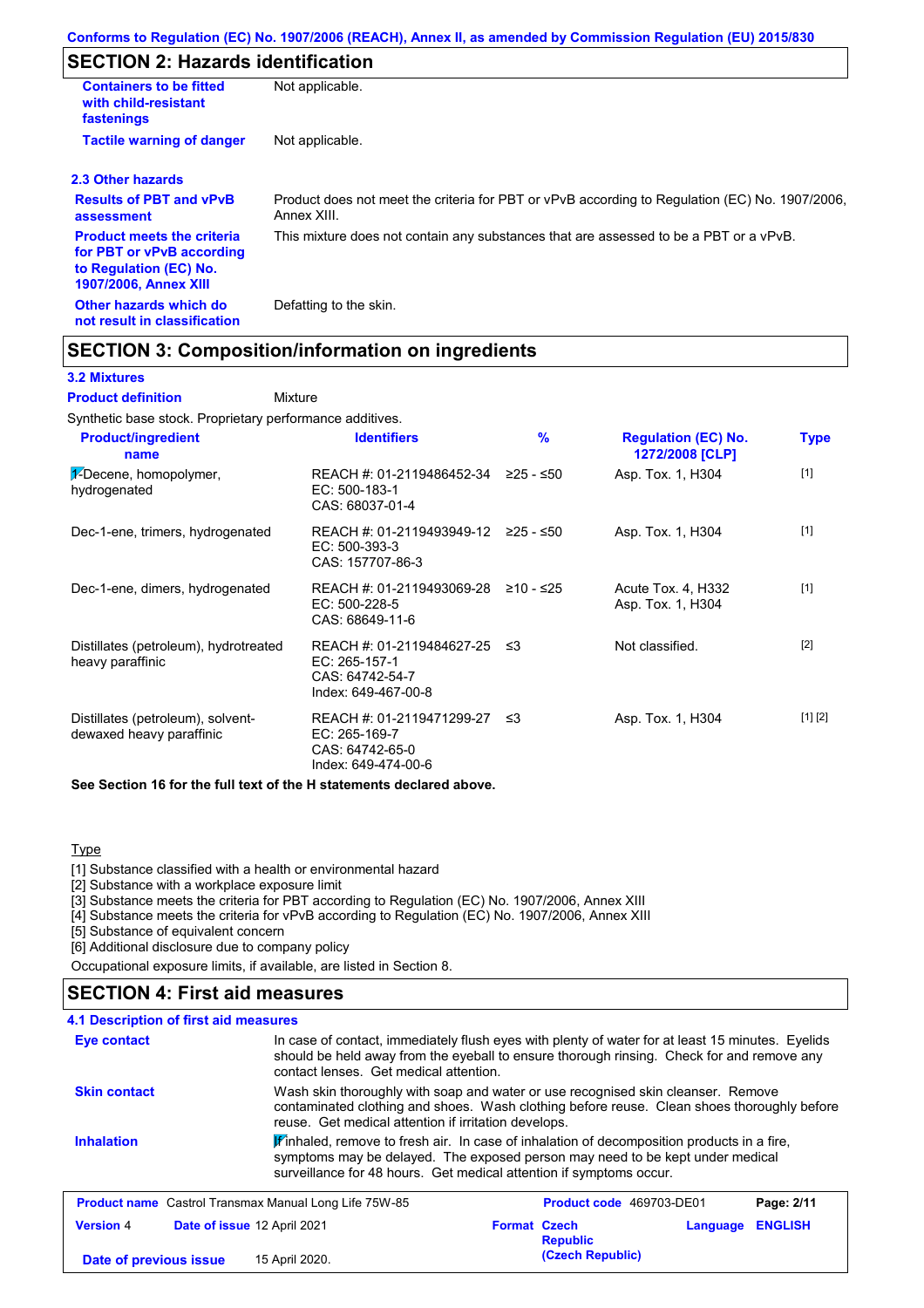Conforms to Regulation (EC) No. 1907/2006 (REACH), Annex II, as amended by Commission Regulation (EU) 2015/830

## SECTION 2: Hazards identification

| | |
|---|---|
| **Containers to be fitted with child-resistant fastenings** | Not applicable. |
| **Tactile warning of danger** | Not applicable. |

### 2.3 Other hazards

| | |
|---|---|
| **Results of PBT and vPvB assessment** | Product does not meet the criteria for PBT or vPvB according to Regulation (EC) No. 1907/2006, Annex XIII. |
| **Product meets the criteria for PBT or vPvB according to Regulation (EC) No. 1907/2006, Annex XIII** | This mixture does not contain any substances that are assessed to be a PBT or a vPvB. |
| **Other hazards which do not result in classification** | Defatting to the skin. |

## SECTION 3: Composition/information on ingredients

### 3.2 Mixtures

**Product definition** Mixture

Synthetic base stock. Proprietary performance additives.

| Product/ingredient name | Identifiers | % | Regulation (EC) No. 1272/2008 [CLP] | Type |
|---|---|---|---|---|
| 1-Decene, homopolymer, hydrogenated | REACH #: 01-2119486452-34<br>EC: 500-183-1<br>CAS: 68037-01-4 | ≥25 - ≤50 | Asp. Tox. 1, H304 | [1] |
| Dec-1-ene, trimers, hydrogenated | REACH #: 01-2119493949-12<br>EC: 500-393-3<br>CAS: 157707-86-3 | ≥25 - ≤50 | Asp. Tox. 1, H304 | [1] |
| Dec-1-ene, dimers, hydrogenated | REACH #: 01-2119493069-28<br>EC: 500-228-5<br>CAS: 68649-11-6 | ≥10 - ≤25 | Acute Tox. 4, H332<br>Asp. Tox. 1, H304 | [1] |
| Distillates (petroleum), hydrotreated heavy paraffinic | REACH #: 01-2119484627-25<br>EC: 265-157-1<br>CAS: 64742-54-7<br>Index: 649-467-00-8 | ≤3 | Not classified. | [2] |
| Distillates (petroleum), solvent-dewaxed heavy paraffinic | REACH #: 01-2119471299-27<br>EC: 265-169-7<br>CAS: 64742-65-0<br>Index: 649-474-00-6 | ≤3 | Asp. Tox. 1, H304 | [1] [2] |

**See Section 16 for the full text of the H statements declared above.**

Type

[1] Substance classified with a health or environmental hazard
[2] Substance with a workplace exposure limit
[3] Substance meets the criteria for PBT according to Regulation (EC) No. 1907/2006, Annex XIII
[4] Substance meets the criteria for vPvB according to Regulation (EC) No. 1907/2006, Annex XIII
[5] Substance of equivalent concern
[6] Additional disclosure due to company policy

Occupational exposure limits, if available, are listed in Section 8.

## SECTION 4: First aid measures

### 4.1 Description of first aid measures

| | |
|---|---|
| **Eye contact** | In case of contact, immediately flush eyes with plenty of water for at least 15 minutes. Eyelids should be held away from the eyeball to ensure thorough rinsing. Check for and remove any contact lenses. Get medical attention. |
| **Skin contact** | Wash skin thoroughly with soap and water or use recognised skin cleanser. Remove contaminated clothing and shoes. Wash clothing before reuse. Clean shoes thoroughly before reuse. Get medical attention if irritation develops. |
| **Inhalation** | If inhaled, remove to fresh air. In case of inhalation of decomposition products in a fire, symptoms may be delayed. The exposed person may need to be kept under medical surveillance for 48 hours. Get medical attention if symptoms occur. |

**Product name** Castrol Transmax Manual Long Life 75W-85 **Product code** 469703-DE01
**Version** 4 **Date of issue** 12 April 2021 **Format** Czech Republic (Czech Republic) **Language** ENGLISH
**Date of previous issue** 15 April 2020.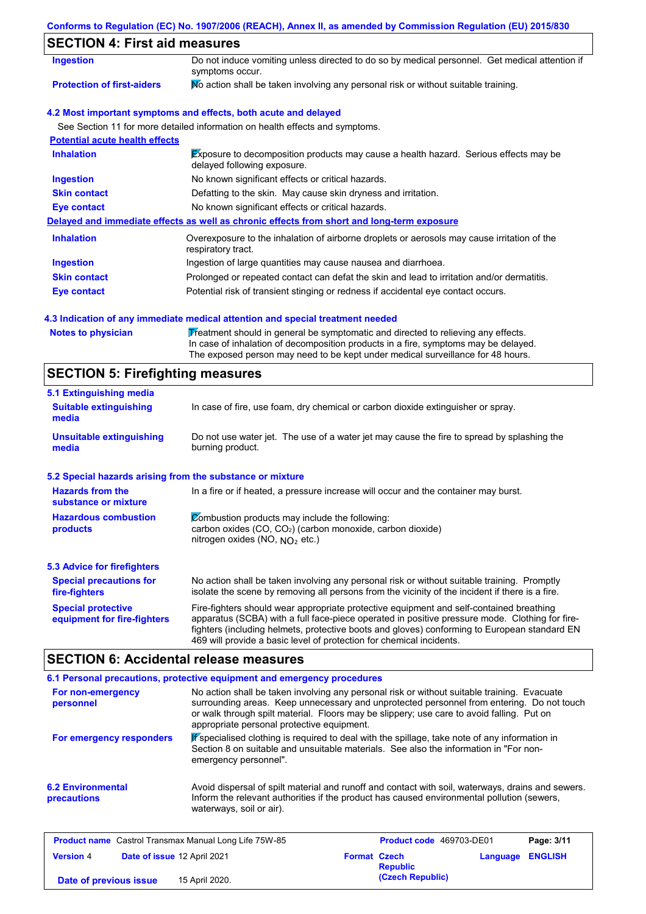## SECTION 4: First aid measures

| | |
|---|---|
| **Ingestion** | Do not induce vomiting unless directed to do so by medical personnel. Get medical attention if symptoms occur. |
| **Protection of first-aiders** | No action shall be taken involving any personal risk or without suitable training. |

### 4.2 Most important symptoms and effects, both acute and delayed

See Section 11 for more detailed information on health effects and symptoms.

**Potential acute health effects**

| | |
|---|---|
| **Inhalation** | Exposure to decomposition products may cause a health hazard. Serious effects may be delayed following exposure. |
| **Ingestion** | No known significant effects or critical hazards. |
| **Skin contact** | Defatting to the skin. May cause skin dryness and irritation. |
| **Eye contact** | No known significant effects or critical hazards. |

**Delayed and immediate effects as well as chronic effects from short and long-term exposure**

| | |
|---|---|
| **Inhalation** | Overexposure to the inhalation of airborne droplets or aerosols may cause irritation of the respiratory tract. |
| **Ingestion** | Ingestion of large quantities may cause nausea and diarrhoea. |
| **Skin contact** | Prolonged or repeated contact can defat the skin and lead to irritation and/or dermatitis. |
| **Eye contact** | Potential risk of transient stinging or redness if accidental eye contact occurs. |

### 4.3 Indication of any immediate medical attention and special treatment needed

| | |
|---|---|
| **Notes to physician** | Treatment should in general be symptomatic and directed to relieving any effects. In case of inhalation of decomposition products in a fire, symptoms may be delayed. The exposed person may need to be kept under medical surveillance for 48 hours. |

## SECTION 5: Firefighting measures

### 5.1 Extinguishing media

| | |
|---|---|
| **Suitable extinguishing media** | In case of fire, use foam, dry chemical or carbon dioxide extinguisher or spray. |
| **Unsuitable extinguishing media** | Do not use water jet. The use of a water jet may cause the fire to spread by splashing the burning product. |

### 5.2 Special hazards arising from the substance or mixture

| | |
|---|---|
| **Hazards from the substance or mixture** | In a fire or if heated, a pressure increase will occur and the container may burst. |
| **Hazardous combustion products** | Combustion products may include the following: carbon oxides (CO, $CO_2$) (carbon monoxide, carbon dioxide) nitrogen oxides (NO, $NO_2$ etc.) |

### 5.3 Advice for firefighters

| | |
|---|---|
| **Special precautions for fire-fighters** | No action shall be taken involving any personal risk or without suitable training. Promptly isolate the scene by removing all persons from the vicinity of the incident if there is a fire. |
| **Special protective equipment for fire-fighters** | Fire-fighters should wear appropriate protective equipment and self-contained breathing apparatus (SCBA) with a full face-piece operated in positive pressure mode. Clothing for fire-fighters (including helmets, protective boots and gloves) conforming to European standard EN 469 will provide a basic level of protection for chemical incidents. |

## SECTION 6: Accidental release measures

### 6.1 Personal precautions, protective equipment and emergency procedures

| | |
|---|---|
| **For non-emergency personnel** | No action shall be taken involving any personal risk or without suitable training. Evacuate surrounding areas. Keep unnecessary and unprotected personnel from entering. Do not touch or walk through spilt material. Floors may be slippery; use care to avoid falling. Put on appropriate personal protective equipment. |
| **For emergency responders** | If specialised clothing is required to deal with the spillage, take note of any information in Section 8 on suitable and unsuitable materials. See also the information in "For non-emergency personnel". |

| | |
|---|---|
| **6.2 Environmental precautions** | Avoid dispersal of spilt material and runoff and contact with soil, waterways, drains and sewers. Inform the relevant authorities if the product has caused environmental pollution (sewers, waterways, soil or air). |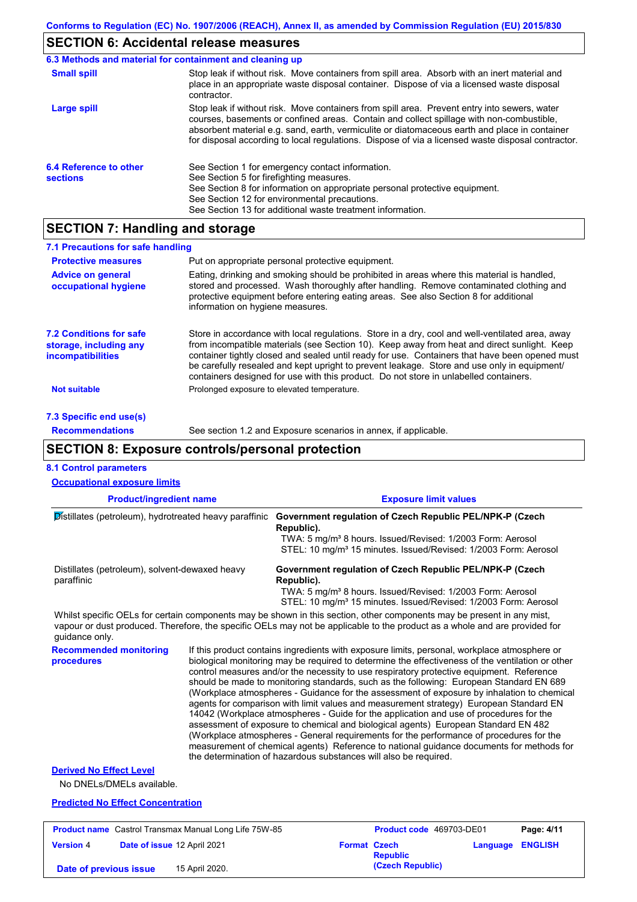## SECTION 6: Accidental release measures

### 6.3 Methods and material for containment and cleaning up

**Small spill**
Stop leak if without risk. Move containers from spill area. Absorb with an inert material and place in an appropriate waste disposal container. Dispose of via a licensed waste disposal contractor.

**Large spill**
Stop leak if without risk. Move containers from spill area. Prevent entry into sewers, water courses, basements or confined areas. Contain and collect spillage with non-combustible, absorbent material e.g. sand, earth, vermiculite or diatomaceous earth and place in container for disposal according to local regulations. Dispose of via a licensed waste disposal contractor.

### 6.4 Reference to other sections

See Section 1 for emergency contact information.
See Section 5 for firefighting measures.
See Section 8 for information on appropriate personal protective equipment.
See Section 12 for environmental precautions.
See Section 13 for additional waste treatment information.

## SECTION 7: Handling and storage

### 7.1 Precautions for safe handling

**Protective measures**
Put on appropriate personal protective equipment.

**Advice on general occupational hygiene**
Eating, drinking and smoking should be prohibited in areas where this material is handled, stored and processed. Wash thoroughly after handling. Remove contaminated clothing and protective equipment before entering eating areas. See also Section 8 for additional information on hygiene measures.

### 7.2 Conditions for safe storage, including any incompatibilities

Store in accordance with local regulations. Store in a dry, cool and well-ventilated area, away from incompatible materials (see Section 10). Keep away from heat and direct sunlight. Keep container tightly closed and sealed until ready for use. Containers that have been opened must be carefully resealed and kept upright to prevent leakage. Store and use only in equipment/ containers designed for use with this product. Do not store in unlabelled containers.

**Not suitable**
Prolonged exposure to elevated temperature.

### 7.3 Specific end use(s)

**Recommendations**
See section 1.2 and Exposure scenarios in annex, if applicable.

## SECTION 8: Exposure controls/personal protection

### 8.1 Control parameters

**Occupational exposure limits**

| Product/ingredient name | Exposure limit values |
|---|---|
| Distillates (petroleum), hydrotreated heavy paraffinic | **Government regulation of Czech Republic PEL/NPK-P (Czech Republic).**<br>TWA: 5 mg/m³ 8 hours. Issued/Revised: 1/2003 Form: Aerosol<br>STEL: 10 mg/m³ 15 minutes. Issued/Revised: 1/2003 Form: Aerosol |
| Distillates (petroleum), solvent-dewaxed heavy paraffinic | **Government regulation of Czech Republic PEL/NPK-P (Czech Republic).**<br>TWA: 5 mg/m³ 8 hours. Issued/Revised: 1/2003 Form: Aerosol<br>STEL: 10 mg/m³ 15 minutes. Issued/Revised: 1/2003 Form: Aerosol |

Whilst specific OELs for certain components may be shown in this section, other components may be present in any mist, vapour or dust produced. Therefore, the specific OELs may not be applicable to the product as a whole and are provided for guidance only.

**Recommended monitoring procedures**
If this product contains ingredients with exposure limits, personal, workplace atmosphere or biological monitoring may be required to determine the effectiveness of the ventilation or other control measures and/or the necessity to use respiratory protective equipment. Reference should be made to monitoring standards, such as the following: European Standard EN 689 (Workplace atmospheres - Guidance for the assessment of exposure by inhalation to chemical agents for comparison with limit values and measurement strategy) European Standard EN 14042 (Workplace atmospheres - Guide for the application and use of procedures for the assessment of exposure to chemical and biological agents) European Standard EN 482 (Workplace atmospheres - General requirements for the performance of procedures for the measurement of chemical agents) Reference to national guidance documents for methods for the determination of hazardous substances will also be required.

**Derived No Effect Level**

No DNELs/DMELs available.

**Predicted No Effect Concentration**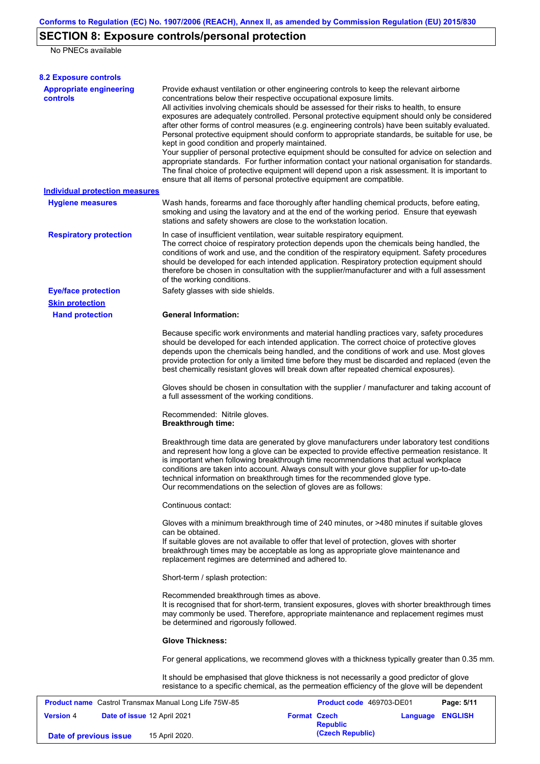## SECTION 8: Exposure controls/personal protection

No PNECs available

### 8.2 Exposure controls

**Appropriate engineering controls**

Provide exhaust ventilation or other engineering controls to keep the relevant airborne concentrations below their respective occupational exposure limits.
All activities involving chemicals should be assessed for their risks to health, to ensure exposures are adequately controlled. Personal protective equipment should only be considered after other forms of control measures (e.g. engineering controls) have been suitably evaluated. Personal protective equipment should conform to appropriate standards, be suitable for use, be kept in good condition and properly maintained.
Your supplier of personal protective equipment should be consulted for advice on selection and appropriate standards. For further information contact your national organisation for standards. The final choice of protective equipment will depend upon a risk assessment. It is important to ensure that all items of personal protective equipment are compatible.

**Individual protection measures**

**Hygiene measures**

Wash hands, forearms and face thoroughly after handling chemical products, before eating, smoking and using the lavatory and at the end of the working period. Ensure that eyewash stations and safety showers are close to the workstation location.

**Respiratory protection**

In case of insufficient ventilation, wear suitable respiratory equipment.
The correct choice of respiratory protection depends upon the chemicals being handled, the conditions of work and use, and the condition of the respiratory equipment. Safety procedures should be developed for each intended application. Respiratory protection equipment should therefore be chosen in consultation with the supplier/manufacturer and with a full assessment of the working conditions.

**Eye/face protection**

Safety glasses with side shields.

**Skin protection**

**Hand protection**

**General Information:**

Because specific work environments and material handling practices vary, safety procedures should be developed for each intended application. The correct choice of protective gloves depends upon the chemicals being handled, and the conditions of work and use. Most gloves provide protection for only a limited time before they must be discarded and replaced (even the best chemically resistant gloves will break down after repeated chemical exposures).

Gloves should be chosen in consultation with the supplier / manufacturer and taking account of a full assessment of the working conditions.

Recommended: Nitrile gloves.
**Breakthrough time:**

Breakthrough time data are generated by glove manufacturers under laboratory test conditions and represent how long a glove can be expected to provide effective permeation resistance. It is important when following breakthrough time recommendations that actual workplace conditions are taken into account. Always consult with your glove supplier for up-to-date technical information on breakthrough times for the recommended glove type.
Our recommendations on the selection of gloves are as follows:

Continuous contact:

Gloves with a minimum breakthrough time of 240 minutes, or >480 minutes if suitable gloves can be obtained.
If suitable gloves are not available to offer that level of protection, gloves with shorter breakthrough times may be acceptable as long as appropriate glove maintenance and replacement regimes are determined and adhered to.

Short-term / splash protection:

Recommended breakthrough times as above.
It is recognised that for short-term, transient exposures, gloves with shorter breakthrough times may commonly be used. Therefore, appropriate maintenance and replacement regimes must be determined and rigorously followed.

**Glove Thickness:**

For general applications, we recommend gloves with a thickness typically greater than 0.35 mm.

It should be emphasised that glove thickness is not necessarily a good predictor of glove resistance to a specific chemical, as the permeation efficiency of the glove will be dependent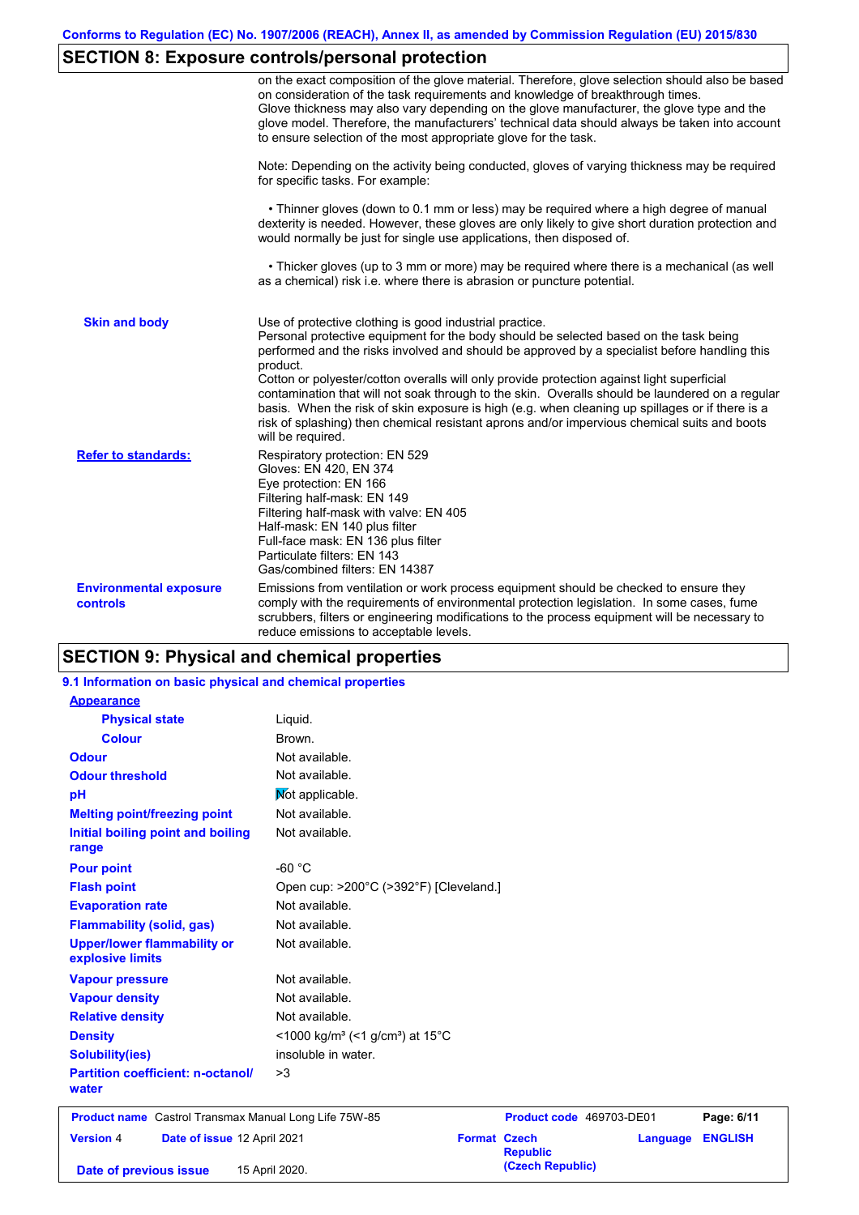## SECTION 8: Exposure controls/personal protection

on the exact composition of the glove material. Therefore, glove selection should also be based on consideration of the task requirements and knowledge of breakthrough times.
Glove thickness may also vary depending on the glove manufacturer, the glove type and the glove model. Therefore, the manufacturers' technical data should always be taken into account to ensure selection of the most appropriate glove for the task.

Note: Depending on the activity being conducted, gloves of varying thickness may be required for specific tasks. For example:

• Thinner gloves (down to 0.1 mm or less) may be required where a high degree of manual dexterity is needed. However, these gloves are only likely to give short duration protection and would normally be just for single use applications, then disposed of.

• Thicker gloves (up to 3 mm or more) may be required where there is a mechanical (as well as a chemical) risk i.e. where there is abrasion or puncture potential.

| | |
|---|---|
| **Skin and body** | Use of protective clothing is good industrial practice.<br>Personal protective equipment for the body should be selected based on the task being performed and the risks involved and should be approved by a specialist before handling this product.<br>Cotton or polyester/cotton overalls will only provide protection against light superficial contamination that will not soak through to the skin. Overalls should be laundered on a regular basis. When the risk of skin exposure is high (e.g. when cleaning up spillages or if there is a risk of splashing) then chemical resistant aprons and/or impervious chemical suits and boots will be required. |
| **Refer to standards:** | Respiratory protection: EN 529<br>Gloves: EN 420, EN 374<br>Eye protection: EN 166<br>Filtering half-mask: EN 149<br>Filtering half-mask with valve: EN 405<br>Half-mask: EN 140 plus filter<br>Full-face mask: EN 136 plus filter<br>Particulate filters: EN 143<br>Gas/combined filters: EN 14387 |
| **Environmental exposure controls** | Emissions from ventilation or work process equipment should be checked to ensure they comply with the requirements of environmental protection legislation. In some cases, fume scrubbers, filters or engineering modifications to the process equipment will be necessary to reduce emissions to acceptable levels. |

## SECTION 9: Physical and chemical properties

### 9.1 Information on basic physical and chemical properties

| | |
|---|---|
| **Appearance** | |
| **Physical state** | Liquid. |
| **Colour** | Brown. |
| **Odour** | Not available. |
| **Odour threshold** | Not available. |
| **pH** | Not applicable. |
| **Melting point/freezing point** | Not available. |
| **Initial boiling point and boiling range** | Not available. |
| **Pour point** | -60 °C |
| **Flash point** | Open cup: >200°C (>392°F) [Cleveland.] |
| **Evaporation rate** | Not available. |
| **Flammability (solid, gas)** | Not available. |
| **Upper/lower flammability or explosive limits** | Not available. |
| **Vapour pressure** | Not available. |
| **Vapour density** | Not available. |
| **Relative density** | Not available. |
| **Density** | <1000 kg/m³ (<1 g/cm³) at 15°C |
| **Solubility(ies)** | insoluble in water. |
| **Partition coefficient: n-octanol/water** | >3 |

| | | | |
|---|---|---|---|
| **Product name** Castrol Transmax Manual Long Life 75W-85 | | **Product code** 469703-DE01 | |
| **Version** 4 | **Date of issue** 12 April 2021 | **Format** Czech Republic (Czech Republic) | **Language** ENGLISH |
| **Date of previous issue** | 15 April 2020. | | |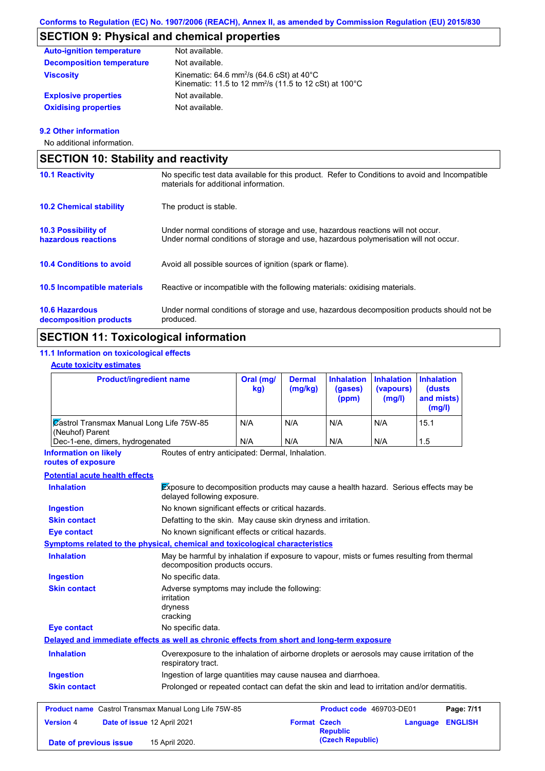## SECTION 9: Physical and chemical properties

| | |
|---|---|
| **Auto-ignition temperature** | Not available. |
| **Decomposition temperature** | Not available. |
| **Viscosity** | Kinematic: 64.6 mm$^2$/s (64.6 cSt) at 40°C<br>Kinematic: 11.5 to 12 mm$^2$/s (11.5 to 12 cSt) at 100°C |
| **Explosive properties** | Not available. |
| **Oxidising properties** | Not available. |

### 9.2 Other information

No additional information.

## SECTION 10: Stability and reactivity

| | |
|---|---|
| **10.1 Reactivity** | No specific test data available for this product. Refer to Conditions to avoid and Incompatible materials for additional information. |
| **10.2 Chemical stability** | The product is stable. |
| **10.3 Possibility of hazardous reactions** | Under normal conditions of storage and use, hazardous reactions will not occur.<br>Under normal conditions of storage and use, hazardous polymerisation will not occur. |
| **10.4 Conditions to avoid** | Avoid all possible sources of ignition (spark or flame). |
| **10.5 Incompatible materials** | Reactive or incompatible with the following materials: oxidising materials. |
| **10.6 Hazardous decomposition products** | Under normal conditions of storage and use, hazardous decomposition products should not be produced. |

## SECTION 11: Toxicological information

### 11.1 Information on toxicological effects

**Acute toxicity estimates**

| Product/ingredient name | Oral (mg/kg) | Dermal (mg/kg) | Inhalation (gases) (ppm) | Inhalation (vapours) (mg/l) | Inhalation (dusts and mists) (mg/l) |
|---|---|---|---|---|---|
| Castrol Transmax Manual Long Life 75W-85 (Neuhof) Parent | N/A | N/A | N/A | N/A | 15.1 |
| Dec-1-ene, dimers, hydrogenated | N/A | N/A | N/A | N/A | 1.5 |

**Information on likely routes of exposure**: Routes of entry anticipated: Dermal, Inhalation.

**Potential acute health effects**

| | |
|---|---|
| **Inhalation** | Exposure to decomposition products may cause a health hazard. Serious effects may be delayed following exposure. |
| **Ingestion** | No known significant effects or critical hazards. |
| **Skin contact** | Defatting to the skin. May cause skin dryness and irritation. |
| **Eye contact** | No known significant effects or critical hazards. |

**Symptoms related to the physical, chemical and toxicological characteristics**

| | |
|---|---|
| **Inhalation** | May be harmful by inhalation if exposure to vapour, mists or fumes resulting from thermal decomposition products occurs. |
| **Ingestion** | No specific data. |
| **Skin contact** | Adverse symptoms may include the following:<br>irritation<br>dryness<br>cracking |
| **Eye contact** | No specific data. |

**Delayed and immediate effects as well as chronic effects from short and long-term exposure**

| | |
|---|---|
| **Inhalation** | Overexposure to the inhalation of airborne droplets or aerosols may cause irritation of the respiratory tract. |
| **Ingestion** | Ingestion of large quantities may cause nausea and diarrhoea. |
| **Skin contact** | Prolonged or repeated contact can defat the skin and lead to irritation and/or dermatitis. |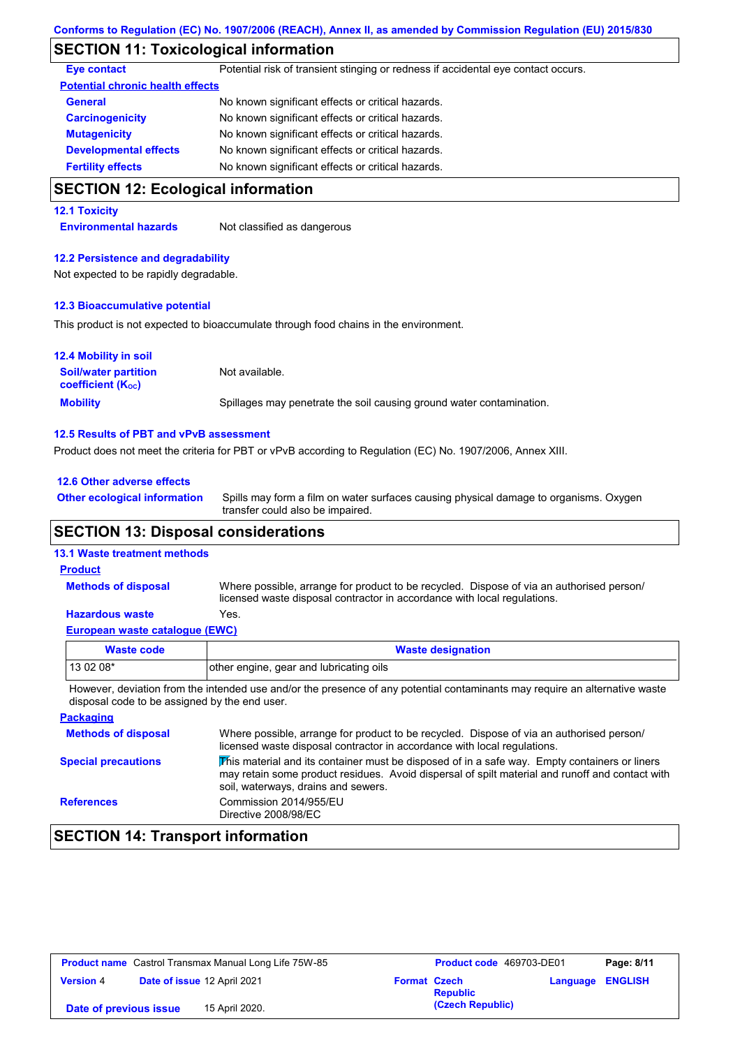## SECTION 11: Toxicological information

**Eye contact** Potential risk of transient stinging or redness if accidental eye contact occurs.

**Potential chronic health effects**

| | |
|---|---|
| **General** | No known significant effects or critical hazards. |
| **Carcinogenicity** | No known significant effects or critical hazards. |
| **Mutagenicity** | No known significant effects or critical hazards. |
| **Developmental effects** | No known significant effects or critical hazards. |
| **Fertility effects** | No known significant effects or critical hazards. |

## SECTION 12: Ecological information

### 12.1 Toxicity

**Environmental hazards** Not classified as dangerous

### 12.2 Persistence and degradability

Not expected to be rapidly degradable.

### 12.3 Bioaccumulative potential

This product is not expected to bioaccumulate through food chains in the environment.

### 12.4 Mobility in soil

**Soil/water partition coefficient ($K_{OC}$)** Not available.

**Mobility** Spillages may penetrate the soil causing ground water contamination.

### 12.5 Results of PBT and vPvB assessment

Product does not meet the criteria for PBT or vPvB according to Regulation (EC) No. 1907/2006, Annex XIII.

### 12.6 Other adverse effects

**Other ecological information** Spills may form a film on water surfaces causing physical damage to organisms. Oxygen transfer could also be impaired.

## SECTION 13: Disposal considerations

### 13.1 Waste treatment methods

**Product**

**Methods of disposal** Where possible, arrange for product to be recycled. Dispose of via an authorised person/ licensed waste disposal contractor in accordance with local regulations.

**Hazardous waste** Yes.

**European waste catalogue (EWC)**

| Waste code | Waste designation |
|---|---|
| 13 02 08* | other engine, gear and lubricating oils |

However, deviation from the intended use and/or the presence of any potential contaminants may require an alternative waste disposal code to be assigned by the end user.

**Packaging**

**Methods of disposal** Where possible, arrange for product to be recycled. Dispose of via an authorised person/ licensed waste disposal contractor in accordance with local regulations.

**Special precautions** This material and its container must be disposed of in a safe way. Empty containers or liners may retain some product residues. Avoid dispersal of spilt material and runoff and contact with soil, waterways, drains and sewers.

**References** Commission 2014/955/EU
Directive 2008/98/EC

## SECTION 14: Transport information

| | | | |
|---|---|---|---|
| **Product name** Castrol Transmax Manual Long Life 75W-85 | | **Product code** 469703-DE01 | |
| **Version** 4 | **Date of issue** 12 April 2021 | **Format** Czech Republic (Czech Republic) | **Language** ENGLISH |
| **Date of previous issue** | 15 April 2020. | | |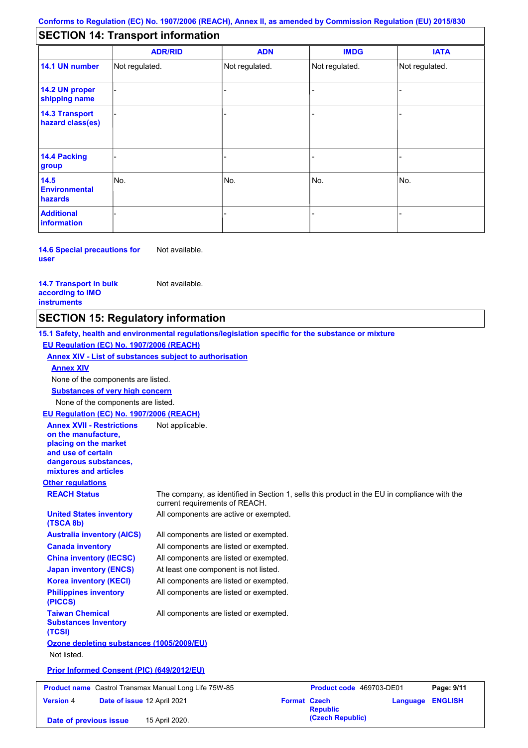## SECTION 14: Transport information

| | ADR/RID | ADN | IMDG | IATA |
|---|---|---|---|---|
| **14.1 UN number** | Not regulated. | Not regulated. | Not regulated. | Not regulated. |
| **14.2 UN proper shipping name** | - | - | - | - |
| **14.3 Transport hazard class(es)** | - | - | - | - |
| **14.4 Packing group** | - | - | - | - |
| **14.5 Environmental hazards** | No. | No. | No. | No. |
| **Additional information** | - | - | - | - |

**14.6 Special precautions for user** Not available.

**14.7 Transport in bulk according to IMO instruments** Not available.

## SECTION 15: Regulatory information

**15.1 Safety, health and environmental regulations/legislation specific for the substance or mixture**

**EU Regulation (EC) No. 1907/2006 (REACH)**

**Annex XIV - List of substances subject to authorisation**

**Annex XIV**

None of the components are listed.

**Substances of very high concern**

None of the components are listed.

**EU Regulation (EC) No. 1907/2006 (REACH)**

**Annex XVII - Restrictions on the manufacture, placing on the market and use of certain dangerous substances, mixtures and articles** Not applicable.

**Other regulations**

**REACH Status** The company, as identified in Section 1, sells this product in the EU in compliance with the current requirements of REACH.

**United States inventory (TSCA 8b)** All components are active or exempted.

**Australia inventory (AICS)** All components are listed or exempted.

**Canada inventory** All components are listed or exempted.

**China inventory (IECSC)** All components are listed or exempted.

**Japan inventory (ENCS)** At least one component is not listed.

**Korea inventory (KECI)** All components are listed or exempted.

**Philippines inventory (PICCS)** All components are listed or exempted.

**Taiwan Chemical Substances Inventory (TCSI)** All components are listed or exempted.

**Ozone depleting substances (1005/2009/EU)**

Not listed.

**Prior Informed Consent (PIC) (649/2012/EU)**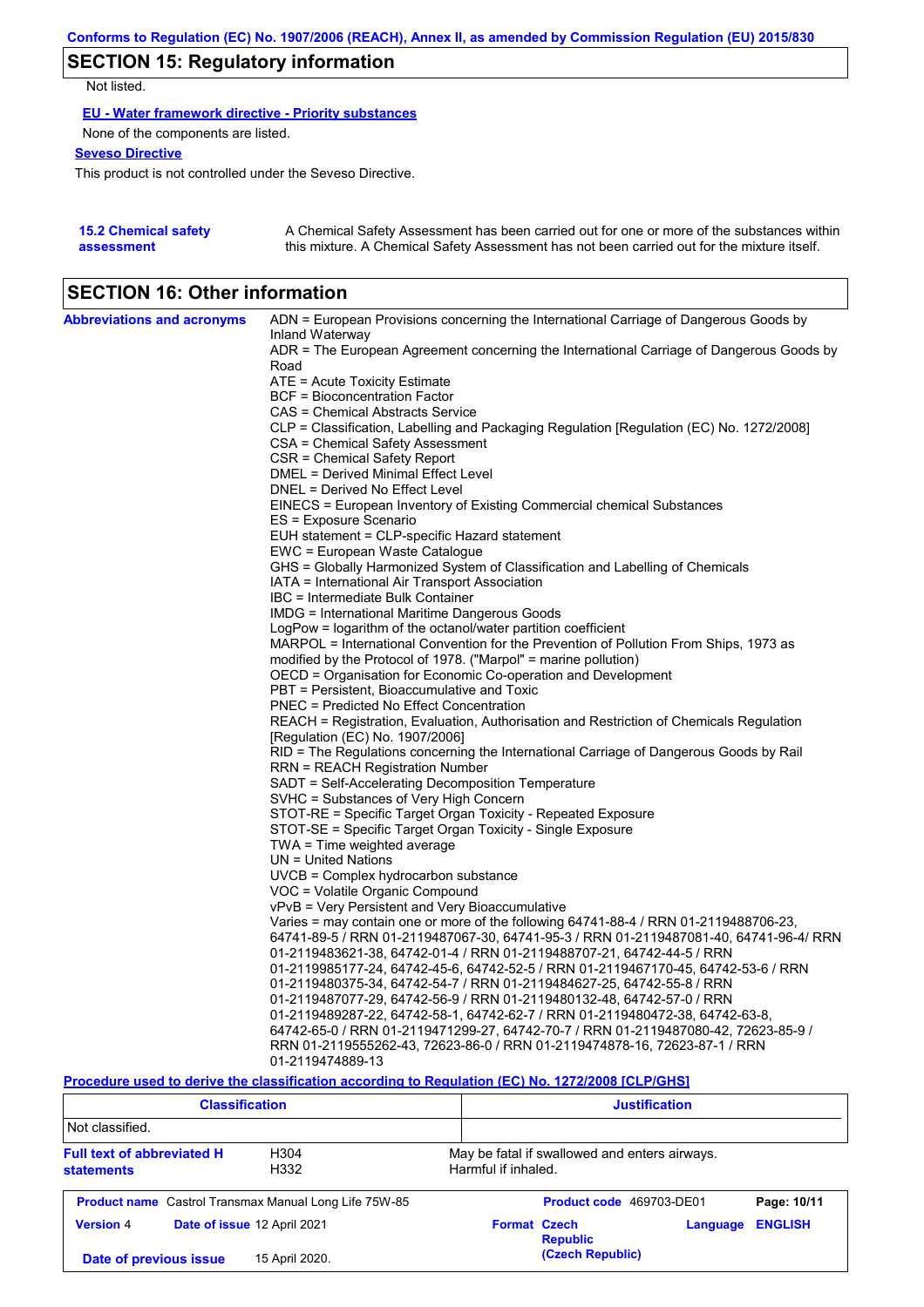## SECTION 15: Regulatory information

Not listed.

**EU - Water framework directive - Priority substances**

None of the components are listed.

**Seveso Directive**

This product is not controlled under the Seveso Directive.

**15.2 Chemical safety assessment**

A Chemical Safety Assessment has been carried out for one or more of the substances within this mixture. A Chemical Safety Assessment has not been carried out for the mixture itself.

## SECTION 16: Other information

**Abbreviations and acronyms**

ADN = European Provisions concerning the International Carriage of Dangerous Goods by Inland Waterway
ADR = The European Agreement concerning the International Carriage of Dangerous Goods by Road
ATE = Acute Toxicity Estimate
BCF = Bioconcentration Factor
CAS = Chemical Abstracts Service
CLP = Classification, Labelling and Packaging Regulation [Regulation (EC) No. 1272/2008]
CSA = Chemical Safety Assessment
CSR = Chemical Safety Report
DMEL = Derived Minimal Effect Level
DNEL = Derived No Effect Level
EINECS = European Inventory of Existing Commercial chemical Substances
ES = Exposure Scenario
EUH statement = CLP-specific Hazard statement
EWC = European Waste Catalogue
GHS = Globally Harmonized System of Classification and Labelling of Chemicals
IATA = International Air Transport Association
IBC = Intermediate Bulk Container
IMDG = International Maritime Dangerous Goods
LogPow = logarithm of the octanol/water partition coefficient
MARPOL = International Convention for the Prevention of Pollution From Ships, 1973 as modified by the Protocol of 1978. ("Marpol" = marine pollution)
OECD = Organisation for Economic Co-operation and Development
PBT = Persistent, Bioaccumulative and Toxic
PNEC = Predicted No Effect Concentration
REACH = Registration, Evaluation, Authorisation and Restriction of Chemicals Regulation [Regulation (EC) No. 1907/2006]
RID = The Regulations concerning the International Carriage of Dangerous Goods by Rail
RRN = REACH Registration Number
SADT = Self-Accelerating Decomposition Temperature
SVHC = Substances of Very High Concern
STOT-RE = Specific Target Organ Toxicity - Repeated Exposure
STOT-SE = Specific Target Organ Toxicity - Single Exposure
TWA = Time weighted average
UN = United Nations
UVCB = Complex hydrocarbon substance
VOC = Volatile Organic Compound
vPvB = Very Persistent and Very Bioaccumulative
Varies = may contain one or more of the following 64741-88-4 / RRN 01-2119488706-23, 64741-89-5 / RRN 01-2119487067-30, 64741-95-3 / RRN 01-2119487081-40, 64741-96-4/ RRN 01-2119483621-38, 64742-01-4 / RRN 01-2119488707-21, 64742-44-5 / RRN 01-2119985177-24, 64742-45-6, 64742-52-5 / RRN 01-2119467170-45, 64742-53-6 / RRN 01-2119480375-34, 64742-54-7 / RRN 01-2119484627-25, 64742-55-8 / RRN 01-2119487077-29, 64742-56-9 / RRN 01-2119480132-48, 64742-57-0 / RRN 01-2119489287-22, 64742-58-1, 64742-62-7 / RRN 01-2119480472-38, 64742-63-8, 64742-65-0 / RRN 01-2119471299-27, 64742-70-7 / RRN 01-2119487080-42, 72623-85-9 / RRN 01-2119555262-43, 72623-86-0 / RRN 01-2119474878-16, 72623-87-1 / RRN 01-2119474889-13

**Procedure used to derive the classification according to Regulation (EC) No. 1272/2008 [CLP/GHS]**

| Classification | Justification |
| --- | --- |
| Not classified. | |

**Full text of abbreviated H statements**

| | |
| --- | --- |
| H304 | May be fatal if swallowed and enters airways. |
| H332 | Harmful if inhaled. |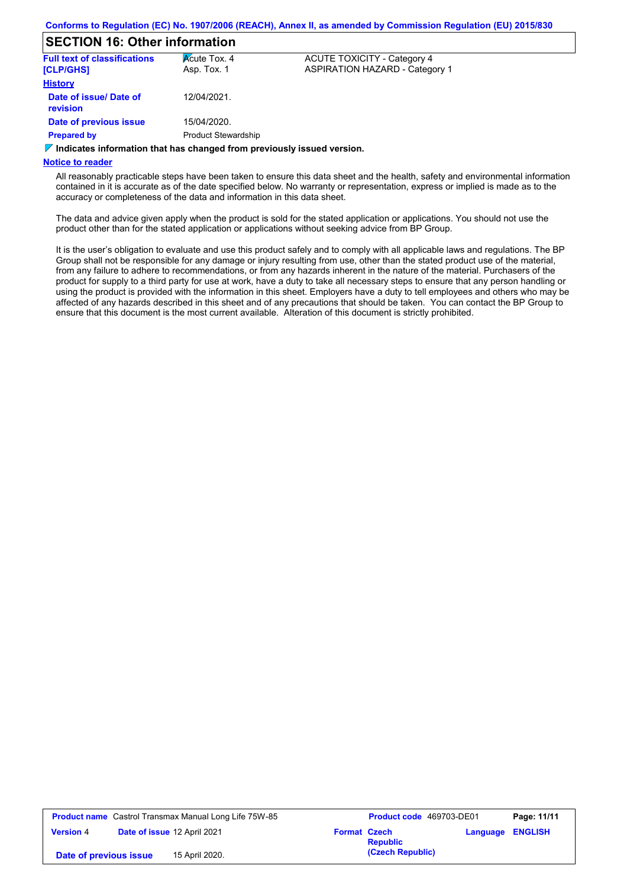Conforms to Regulation (EC) No. 1907/2006 (REACH), Annex II, as amended by Commission Regulation (EU) 2015/830

## SECTION 16: Other information

| | | |
|---|---|---|
| **Full text of classifications [CLP/GHS]** | Acute Tox. 4 | ACUTE TOXICITY - Category 4 |
| | Asp. Tox. 1 | ASPIRATION HAZARD - Category 1 |

**History**

| | |
|---|---|
| **Date of issue/ Date of revision** | 12/04/2021. |
| **Date of previous issue** | 15/04/2020. |
| **Prepared by** | Product Stewardship |

**Indicates information that has changed from previously issued version.**

**Notice to reader**

All reasonably practicable steps have been taken to ensure this data sheet and the health, safety and environmental information contained in it is accurate as of the date specified below. No warranty or representation, express or implied is made as to the accuracy or completeness of the data and information in this data sheet.

The data and advice given apply when the product is sold for the stated application or applications. You should not use the product other than for the stated application or applications without seeking advice from BP Group.

It is the user's obligation to evaluate and use this product safely and to comply with all applicable laws and regulations. The BP Group shall not be responsible for any damage or injury resulting from use, other than the stated product use of the material, from any failure to adhere to recommendations, or from any hazards inherent in the nature of the material. Purchasers of the product for supply to a third party for use at work, have a duty to take all necessary steps to ensure that any person handling or using the product is provided with the information in this sheet. Employers have a duty to tell employees and others who may be affected of any hazards described in this sheet and of any precautions that should be taken. You can contact the BP Group to ensure that this document is the most current available. Alteration of this document is strictly prohibited.

| | | | |
|---|---|---|---|
| **Product name** Castrol Transmax Manual Long Life 75W-85 | | **Product code** 469703-DE01 | |
| **Version** 4 | **Date of issue** 12 April 2021 | **Format** Czech Republic (Czech Republic) | **Language** ENGLISH |
| **Date of previous issue** | 15 April 2020. | | |